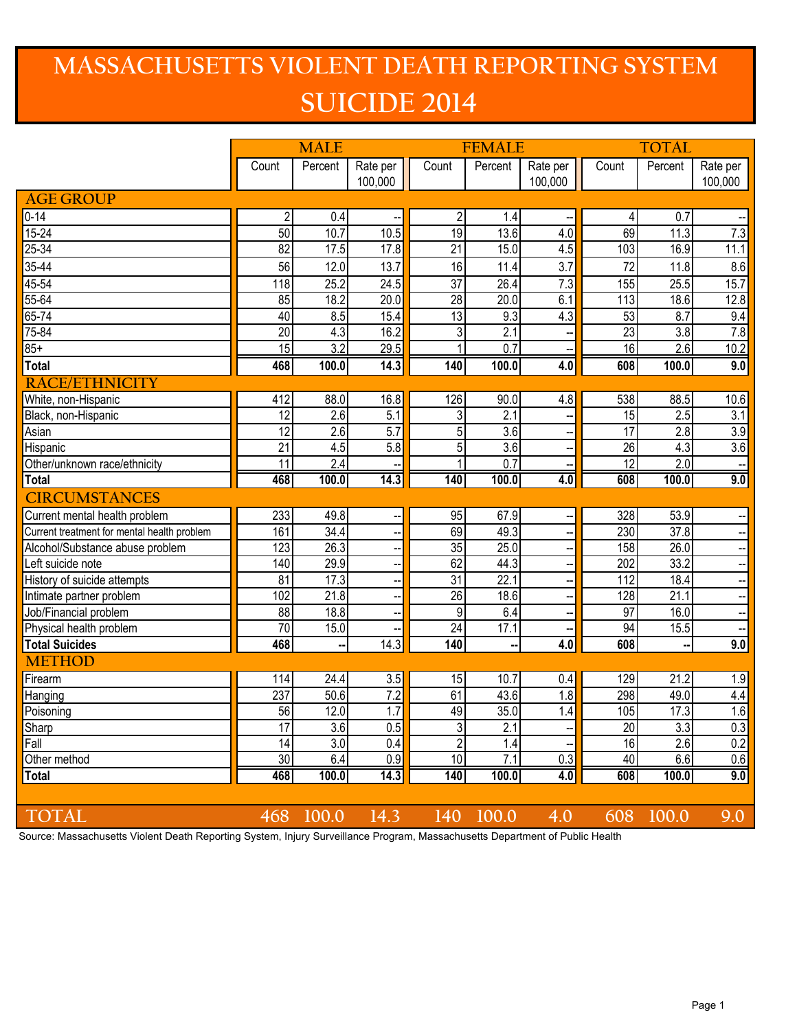# MASSACHUSETTS VIOLENT DEATH REPORTING SYSTEM

## SUICIDE 2014

| | MALE | | | FEMALE | | | TOTAL | | |
|---|---|---|---|---|---|---|---|---|---|
| | Count | Percent | Rate per 100,000 | Count | Percent | Rate per 100,000 | Count | Percent | Rate per 100,000 |
| **AGE GROUP** | | | | | | | | | |
| 0-14 | 2 | 0.4 | -- | 2 | 1.4 | -- | 4 | 0.7 | -- |
| 15-24 | 50 | 10.7 | 10.5 | 19 | 13.6 | 4.0 | 69 | 11.3 | 7.3 |
| 25-34 | 82 | 17.5 | 17.8 | 21 | 15.0 | 4.5 | 103 | 16.9 | 11.1 |
| 35-44 | 56 | 12.0 | 13.7 | 16 | 11.4 | 3.7 | 72 | 11.8 | 8.6 |
| 45-54 | 118 | 25.2 | 24.5 | 37 | 26.4 | 7.3 | 155 | 25.5 | 15.7 |
| 55-64 | 85 | 18.2 | 20.0 | 28 | 20.0 | 6.1 | 113 | 18.6 | 12.8 |
| 65-74 | 40 | 8.5 | 15.4 | 13 | 9.3 | 4.3 | 53 | 8.7 | 9.4 |
| 75-84 | 20 | 4.3 | 16.2 | 3 | 2.1 | -- | 23 | 3.8 | 7.8 |
| 85+ | 15 | 3.2 | 29.5 | 1 | 0.7 | -- | 16 | 2.6 | 10.2 |
| **Total** | **468** | **100.0** | **14.3** | **140** | **100.0** | **4.0** | **608** | **100.0** | **9.0** |
| **RACE/ETHNICITY** | | | | | | | | | |
| White, non-Hispanic | 412 | 88.0 | 16.8 | 126 | 90.0 | 4.8 | 538 | 88.5 | 10.6 |
| Black, non-Hispanic | 12 | 2.6 | 5.1 | 3 | 2.1 | -- | 15 | 2.5 | 3.1 |
| Asian | 12 | 2.6 | 5.7 | 5 | 3.6 | -- | 17 | 2.8 | 3.9 |
| Hispanic | 21 | 4.5 | 5.8 | 5 | 3.6 | -- | 26 | 4.3 | 3.6 |
| Other/unknown race/ethnicity | 11 | 2.4 | -- | 1 | 0.7 | -- | 12 | 2.0 | -- |
| **Total** | **468** | **100.0** | **14.3** | **140** | **100.0** | **4.0** | **608** | **100.0** | **9.0** |
| **CIRCUMSTANCES** | | | | | | | | | |
| Current mental health problem | 233 | 49.8 | -- | 95 | 67.9 | -- | 328 | 53.9 | -- |
| Current treatment for mental health problem | 161 | 34.4 | -- | 69 | 49.3 | -- | 230 | 37.8 | -- |
| Alcohol/Substance abuse problem | 123 | 26.3 | -- | 35 | 25.0 | -- | 158 | 26.0 | -- |
| Left suicide note | 140 | 29.9 | -- | 62 | 44.3 | -- | 202 | 33.2 | -- |
| History of suicide attempts | 81 | 17.3 | -- | 31 | 22.1 | -- | 112 | 18.4 | -- |
| Intimate partner problem | 102 | 21.8 | -- | 26 | 18.6 | -- | 128 | 21.1 | -- |
| Job/Financial problem | 88 | 18.8 | -- | 9 | 6.4 | -- | 97 | 16.0 | -- |
| Physical health problem | 70 | 15.0 | -- | 24 | 17.1 | -- | 94 | 15.5 | -- |
| **Total Suicides** | **468** | **--** | 14.3 | **140** | **--** | **4.0** | **608** | **--** | **9.0** |
| **METHOD** | | | | | | | | | |
| Firearm | 114 | 24.4 | 3.5 | 15 | 10.7 | 0.4 | 129 | 21.2 | 1.9 |
| Hanging | 237 | 50.6 | 7.2 | 61 | 43.6 | 1.8 | 298 | 49.0 | 4.4 |
| Poisoning | 56 | 12.0 | 1.7 | 49 | 35.0 | 1.4 | 105 | 17.3 | 1.6 |
| Sharp | 17 | 3.6 | 0.5 | 3 | 2.1 | -- | 20 | 3.3 | 0.3 |
| Fall | 14 | 3.0 | 0.4 | 2 | 1.4 | -- | 16 | 2.6 | 0.2 |
| Other method | 30 | 6.4 | 0.9 | 10 | 7.1 | 0.3 | 40 | 6.6 | 0.6 |
| **Total** | **468** | **100.0** | **14.3** | **140** | **100.0** | **4.0** | **608** | **100.0** | **9.0** |
| **TOTAL** | 468 | 100.0 | 14.3 | 140 | 100.0 | 4.0 | 608 | 100.0 | 9.0 |

Source: Massachusetts Violent Death Reporting System, Injury Surveillance Program, Massachusetts Department of Public Health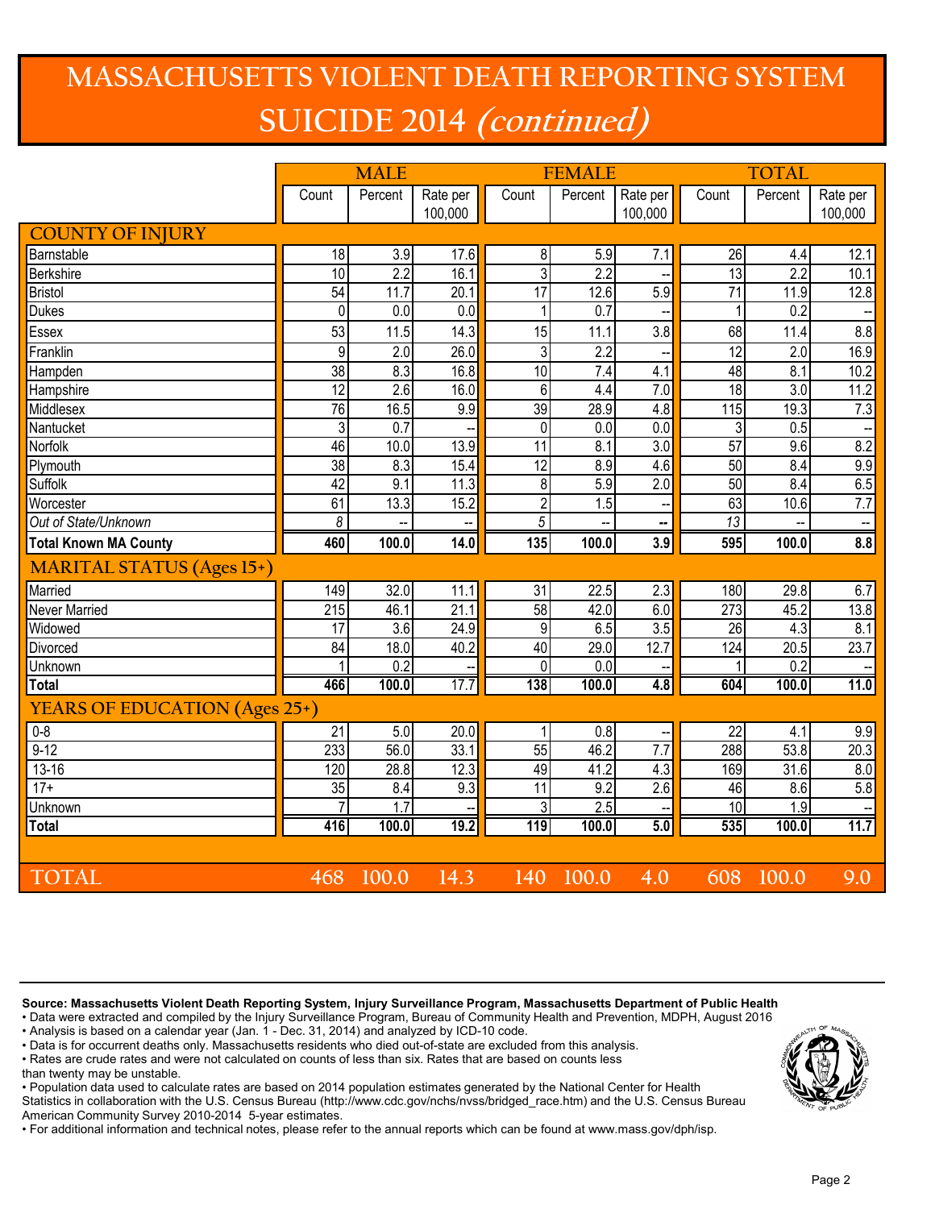# MASSACHUSETTS VIOLENT DEATH REPORTING SYSTEM SUICIDE 2014 *(continued)*

| | MALE | | | FEMALE | | | TOTAL | | |
|---|---|---|---|---|---|---|---|---|---|
| | Count | Percent | Rate per 100,000 | Count | Percent | Rate per 100,000 | Count | Percent | Rate per 100,000 |
| **COUNTY OF INJURY** | | | | | | | | | |
| Barnstable | 18 | 3.9 | 17.6 | 8 | 5.9 | 7.1 | 26 | 4.4 | 12.1 |
| Berkshire | 10 | 2.2 | 16.1 | 3 | 2.2 | -- | 13 | 2.2 | 10.1 |
| Bristol | 54 | 11.7 | 20.1 | 17 | 12.6 | 5.9 | 71 | 11.9 | 12.8 |
| Dukes | 0 | 0.0 | 0.0 | 1 | 0.7 | -- | 1 | 0.2 | -- |
| Essex | 53 | 11.5 | 14.3 | 15 | 11.1 | 3.8 | 68 | 11.4 | 8.8 |
| Franklin | 9 | 2.0 | 26.0 | 3 | 2.2 | -- | 12 | 2.0 | 16.9 |
| Hampden | 38 | 8.3 | 16.8 | 10 | 7.4 | 4.1 | 48 | 8.1 | 10.2 |
| Hampshire | 12 | 2.6 | 16.0 | 6 | 4.4 | 7.0 | 18 | 3.0 | 11.2 |
| Middlesex | 76 | 16.5 | 9.9 | 39 | 28.9 | 4.8 | 115 | 19.3 | 7.3 |
| Nantucket | 3 | 0.7 | -- | 0 | 0.0 | 0.0 | 3 | 0.5 | -- |
| Norfolk | 46 | 10.0 | 13.9 | 11 | 8.1 | 3.0 | 57 | 9.6 | 8.2 |
| Plymouth | 38 | 8.3 | 15.4 | 12 | 8.9 | 4.6 | 50 | 8.4 | 9.9 |
| Suffolk | 42 | 9.1 | 11.3 | 8 | 5.9 | 2.0 | 50 | 8.4 | 6.5 |
| Worcester | 61 | 13.3 | 15.2 | 2 | 1.5 | -- | 63 | 10.6 | 7.7 |
| *Out of State/Unknown* | *8* | -- | -- | *5* | -- | -- | *13* | -- | -- |
| **Total Known MA County** | **460** | **100.0** | **14.0** | **135** | **100.0** | **3.9** | **595** | **100.0** | **8.8** |
| **MARITAL STATUS (Ages 15+)** | | | | | | | | | |
| Married | 149 | 32.0 | 11.1 | 31 | 22.5 | 2.3 | 180 | 29.8 | 6.7 |
| Never Married | 215 | 46.1 | 21.1 | 58 | 42.0 | 6.0 | 273 | 45.2 | 13.8 |
| Widowed | 17 | 3.6 | 24.9 | 9 | 6.5 | 3.5 | 26 | 4.3 | 8.1 |
| Divorced | 84 | 18.0 | 40.2 | 40 | 29.0 | 12.7 | 124 | 20.5 | 23.7 |
| Unknown | 1 | 0.2 | -- | 0 | 0.0 | -- | 1 | 0.2 | -- |
| **Total** | **466** | **100.0** | **17.7** | **138** | **100.0** | **4.8** | **604** | **100.0** | **11.0** |
| **YEARS OF EDUCATION (Ages 25+)** | | | | | | | | | |
| 0-8 | 21 | 5.0 | 20.0 | 1 | 0.8 | -- | 22 | 4.1 | 9.9 |
| 9-12 | 233 | 56.0 | 33.1 | 55 | 46.2 | 7.7 | 288 | 53.8 | 20.3 |
| 13-16 | 120 | 28.8 | 12.3 | 49 | 41.2 | 4.3 | 169 | 31.6 | 8.0 |
| 17+ | 35 | 8.4 | 9.3 | 11 | 9.2 | 2.6 | 46 | 8.6 | 5.8 |
| Unknown | 7 | 1.7 | -- | 3 | 2.5 | -- | 10 | 1.9 | -- |
| **Total** | **416** | **100.0** | **19.2** | **119** | **100.0** | **5.0** | **535** | **100.0** | **11.7** |
| **TOTAL** | **468** | **100.0** | **14.3** | **140** | **100.0** | **4.0** | **608** | **100.0** | **9.0** |

**Source: Massachusetts Violent Death Reporting System, Injury Surveillance Program, Massachusetts Department of Public Health**

- Data were extracted and compiled by the Injury Surveillance Program, Bureau of Community Health and Prevention, MDPH, August 2016
- Analysis is based on a calendar year (Jan. 1 - Dec. 31, 2014) and analyzed by ICD-10 code.
- Data is for occurrent deaths only. Massachusetts residents who died out-of-state are excluded from this analysis.
- Rates are crude rates and were not calculated on counts of less than six. Rates that are based on counts less than twenty may be unstable.
- Population data used to calculate rates are based on 2014 population estimates generated by the National Center for Health Statistics in collaboration with the U.S. Census Bureau (http://www.cdc.gov/nchs/nvss/bridged_race.htm) and the U.S. Census Bureau American Community Survey 2010-2014 5-year estimates.
- For additional information and technical notes, please refer to the annual reports which can be found at www.mass.gov/dph/isp.